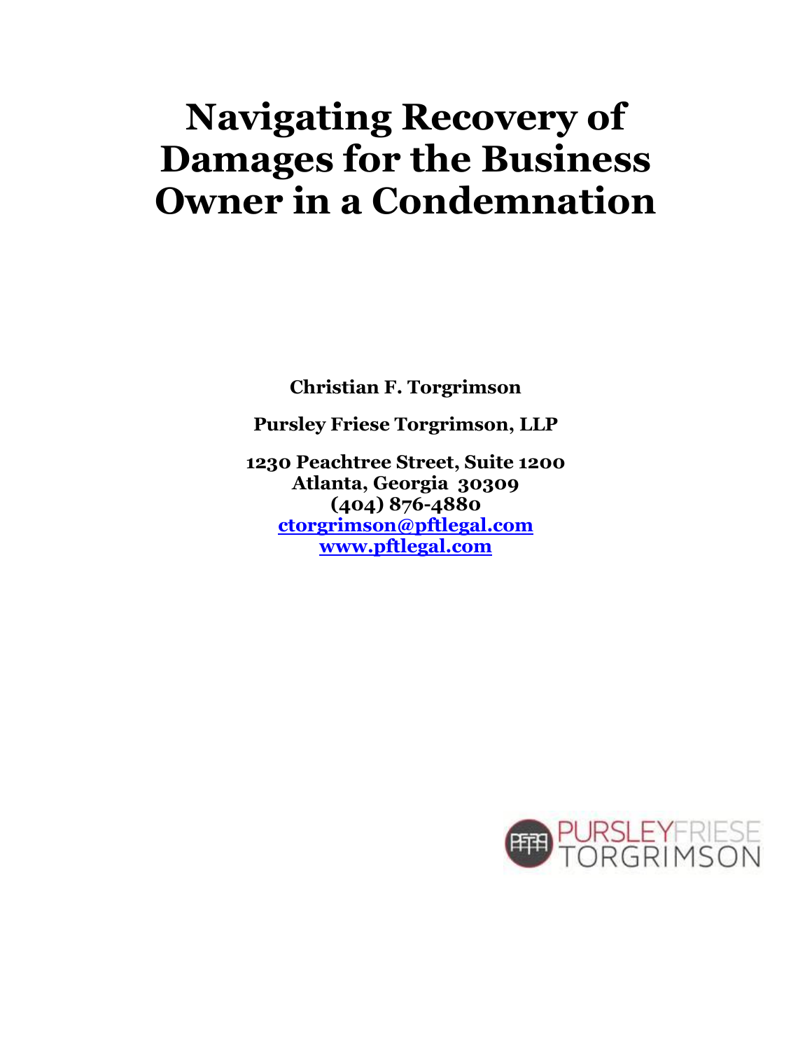# Navigating Recovery of Damages for the Business Owner in a Condemnation

**Christian F. Torgrimson**

**Pursley Friese Torgrimson, LLP**

**1230 Peachtree Street, Suite 1200**
**Atlanta, Georgia 30309**
**(404) 876-4880**
**ctorgrimson@pftlegal.com**
**www.pftlegal.com**

PURSLEY FRIESE TORGRIMSON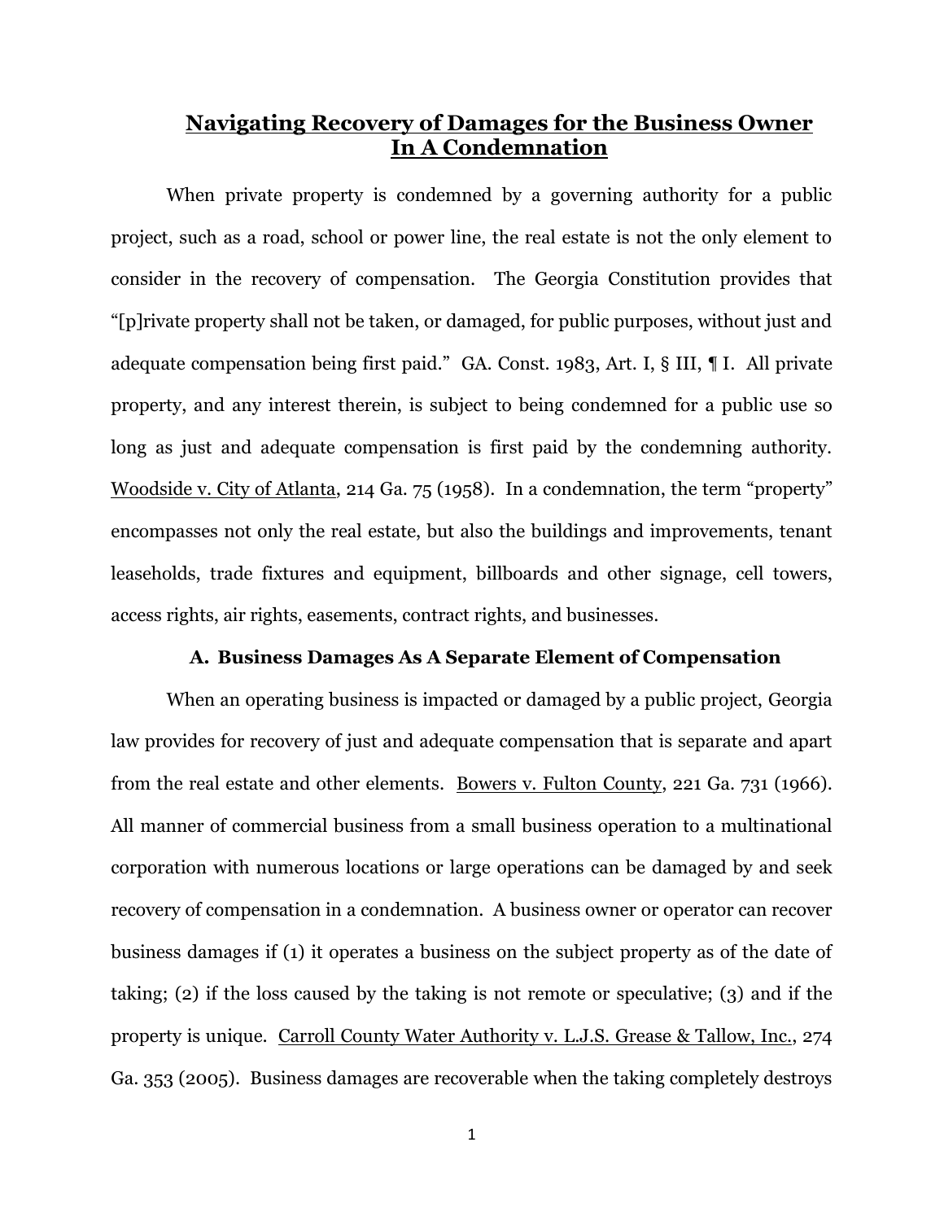# Navigating Recovery of Damages for the Business Owner In A Condemnation

When private property is condemned by a governing authority for a public project, such as a road, school or power line, the real estate is not the only element to consider in the recovery of compensation. The Georgia Constitution provides that "[p]rivate property shall not be taken, or damaged, for public purposes, without just and adequate compensation being first paid." GA. Const. 1983, Art. I, § III, ¶ I. All private property, and any interest therein, is subject to being condemned for a public use so long as just and adequate compensation is first paid by the condemning authority. Woodside v. City of Atlanta, 214 Ga. 75 (1958). In a condemnation, the term "property" encompasses not only the real estate, but also the buildings and improvements, tenant leaseholds, trade fixtures and equipment, billboards and other signage, cell towers, access rights, air rights, easements, contract rights, and businesses.

## A. Business Damages As A Separate Element of Compensation

When an operating business is impacted or damaged by a public project, Georgia law provides for recovery of just and adequate compensation that is separate and apart from the real estate and other elements. Bowers v. Fulton County, 221 Ga. 731 (1966). All manner of commercial business from a small business operation to a multinational corporation with numerous locations or large operations can be damaged by and seek recovery of compensation in a condemnation. A business owner or operator can recover business damages if (1) it operates a business on the subject property as of the date of taking; (2) if the loss caused by the taking is not remote or speculative; (3) and if the property is unique. Carroll County Water Authority v. L.J.S. Grease & Tallow, Inc., 274 Ga. 353 (2005). Business damages are recoverable when the taking completely destroys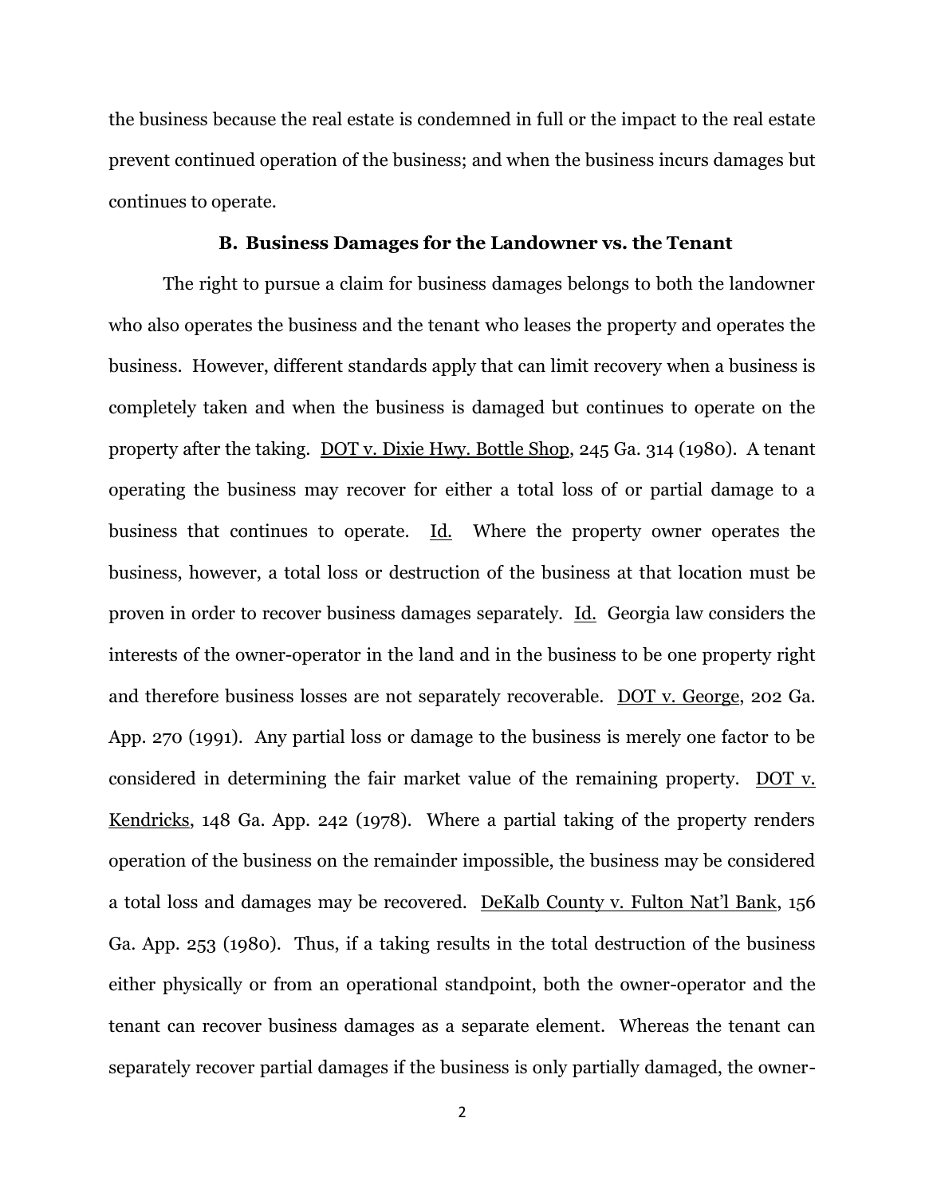the business because the real estate is condemned in full or the impact to the real estate prevent continued operation of the business; and when the business incurs damages but continues to operate.

### B. Business Damages for the Landowner vs. the Tenant

The right to pursue a claim for business damages belongs to both the landowner who also operates the business and the tenant who leases the property and operates the business. However, different standards apply that can limit recovery when a business is completely taken and when the business is damaged but continues to operate on the property after the taking. <u>DOT v. Dixie Hwy. Bottle Shop</u>, 245 Ga. 314 (1980). A tenant operating the business may recover for either a total loss of or partial damage to a business that continues to operate. <u>Id.</u> Where the property owner operates the business, however, a total loss or destruction of the business at that location must be proven in order to recover business damages separately. <u>Id.</u> Georgia law considers the interests of the owner-operator in the land and in the business to be one property right and therefore business losses are not separately recoverable. <u>DOT v. George</u>, 202 Ga. App. 270 (1991). Any partial loss or damage to the business is merely one factor to be considered in determining the fair market value of the remaining property. <u>DOT v. Kendricks</u>, 148 Ga. App. 242 (1978). Where a partial taking of the property renders operation of the business on the remainder impossible, the business may be considered a total loss and damages may be recovered. <u>DeKalb County v. Fulton Nat'l Bank</u>, 156 Ga. App. 253 (1980). Thus, if a taking results in the total destruction of the business either physically or from an operational standpoint, both the owner-operator and the tenant can recover business damages as a separate element. Whereas the tenant can separately recover partial damages if the business is only partially damaged, the owner-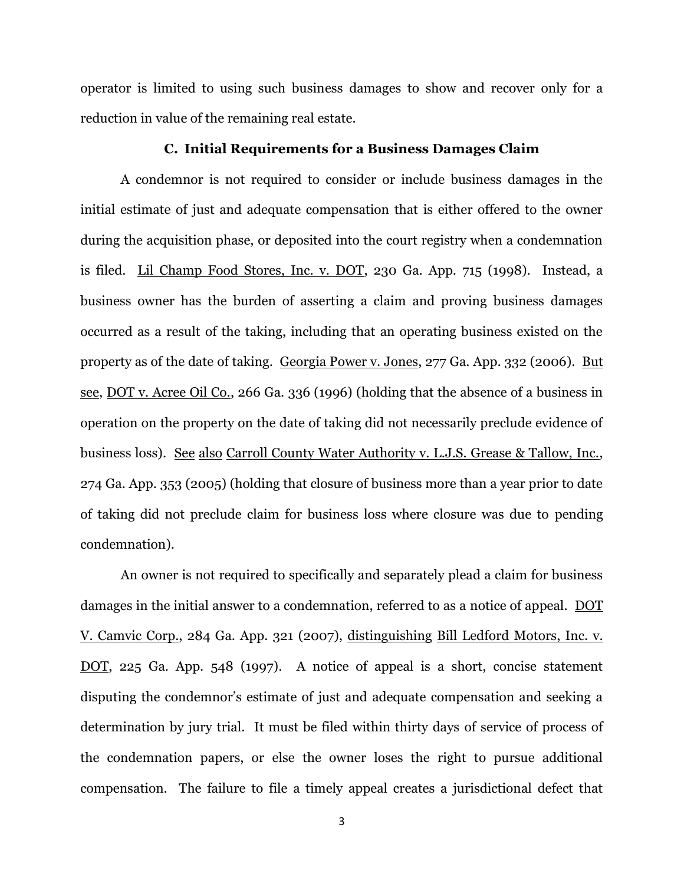operator is limited to using such business damages to show and recover only for a reduction in value of the remaining real estate.

### C. Initial Requirements for a Business Damages Claim

A condemnor is not required to consider or include business damages in the initial estimate of just and adequate compensation that is either offered to the owner during the acquisition phase, or deposited into the court registry when a condemnation is filed. Lil Champ Food Stores, Inc. v. DOT, 230 Ga. App. 715 (1998). Instead, a business owner has the burden of asserting a claim and proving business damages occurred as a result of the taking, including that an operating business existed on the property as of the date of taking. Georgia Power v. Jones, 277 Ga. App. 332 (2006). But see, DOT v. Acree Oil Co., 266 Ga. 336 (1996) (holding that the absence of a business in operation on the property on the date of taking did not necessarily preclude evidence of business loss). See also Carroll County Water Authority v. L.J.S. Grease & Tallow, Inc., 274 Ga. App. 353 (2005) (holding that closure of business more than a year prior to date of taking did not preclude claim for business loss where closure was due to pending condemnation).

An owner is not required to specifically and separately plead a claim for business damages in the initial answer to a condemnation, referred to as a notice of appeal. DOT V. Camvic Corp., 284 Ga. App. 321 (2007), distinguishing Bill Ledford Motors, Inc. v. DOT, 225 Ga. App. 548 (1997). A notice of appeal is a short, concise statement disputing the condemnor's estimate of just and adequate compensation and seeking a determination by jury trial. It must be filed within thirty days of service of process of the condemnation papers, or else the owner loses the right to pursue additional compensation. The failure to file a timely appeal creates a jurisdictional defect that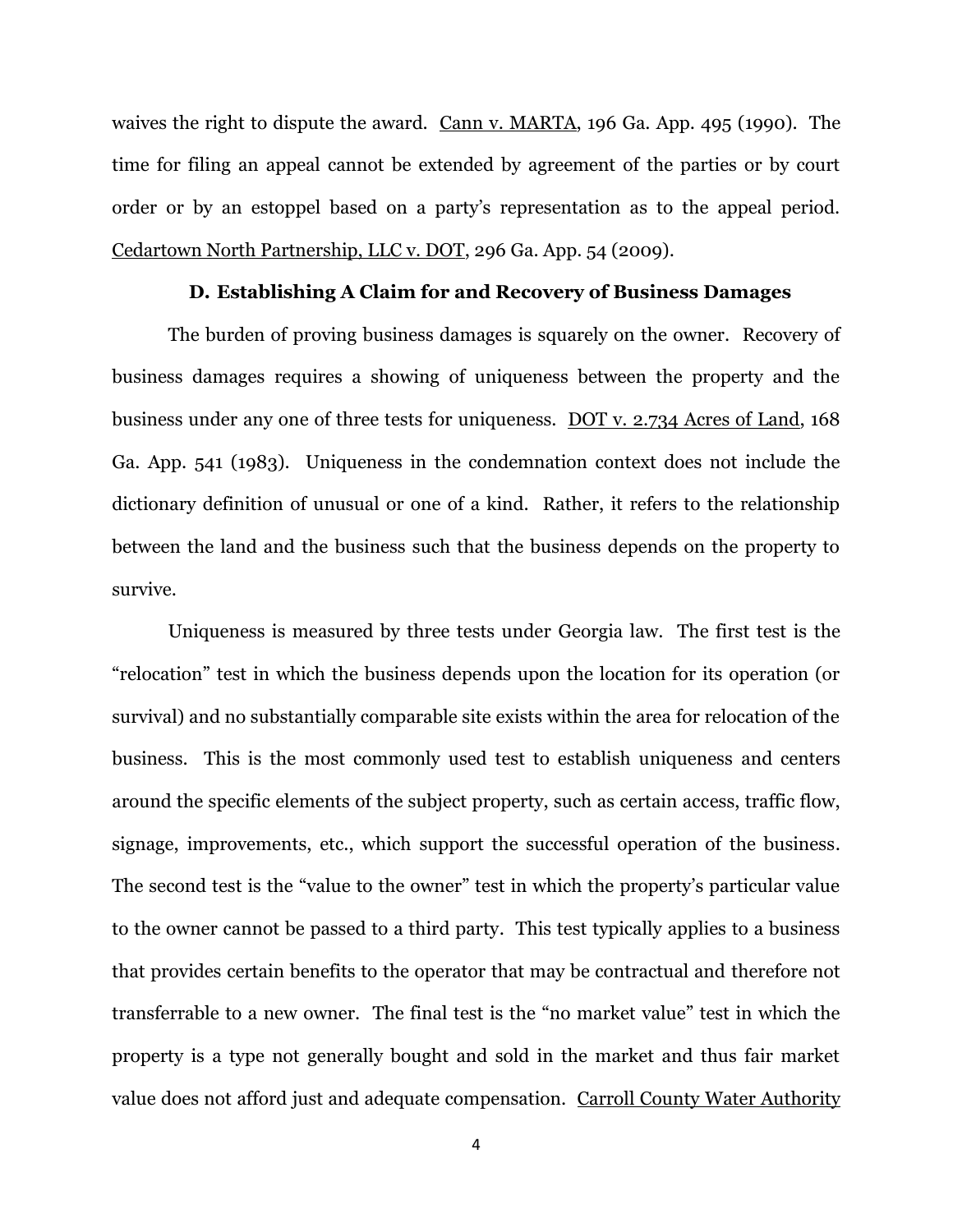waives the right to dispute the award. Cann v. MARTA, 196 Ga. App. 495 (1990). The time for filing an appeal cannot be extended by agreement of the parties or by court order or by an estoppel based on a party's representation as to the appeal period. Cedartown North Partnership, LLC v. DOT, 296 Ga. App. 54 (2009).

### D. Establishing A Claim for and Recovery of Business Damages

The burden of proving business damages is squarely on the owner. Recovery of business damages requires a showing of uniqueness between the property and the business under any one of three tests for uniqueness. DOT v. 2.734 Acres of Land, 168 Ga. App. 541 (1983). Uniqueness in the condemnation context does not include the dictionary definition of unusual or one of a kind. Rather, it refers to the relationship between the land and the business such that the business depends on the property to survive.

Uniqueness is measured by three tests under Georgia law. The first test is the "relocation" test in which the business depends upon the location for its operation (or survival) and no substantially comparable site exists within the area for relocation of the business. This is the most commonly used test to establish uniqueness and centers around the specific elements of the subject property, such as certain access, traffic flow, signage, improvements, etc., which support the successful operation of the business. The second test is the "value to the owner" test in which the property's particular value to the owner cannot be passed to a third party. This test typically applies to a business that provides certain benefits to the operator that may be contractual and therefore not transferrable to a new owner. The final test is the "no market value" test in which the property is a type not generally bought and sold in the market and thus fair market value does not afford just and adequate compensation. Carroll County Water Authority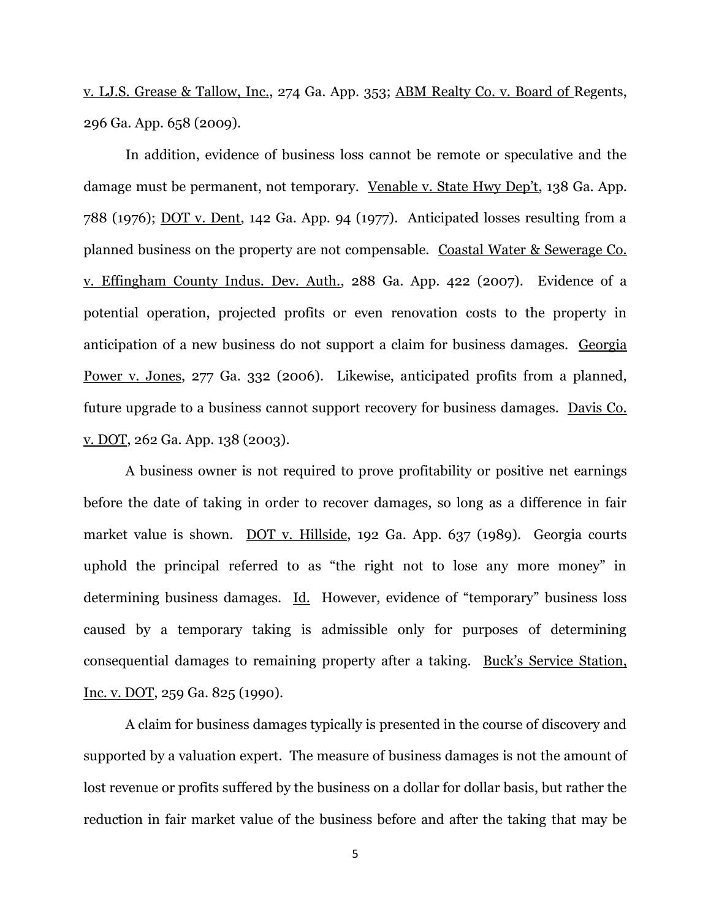v. LJ.S. Grease & Tallow, Inc., 274 Ga. App. 353; ABM Realty Co. v. Board of Regents, 296 Ga. App. 658 (2009).

In addition, evidence of business loss cannot be remote or speculative and the damage must be permanent, not temporary. Venable v. State Hwy Dep't, 138 Ga. App. 788 (1976); DOT v. Dent, 142 Ga. App. 94 (1977). Anticipated losses resulting from a planned business on the property are not compensable. Coastal Water & Sewerage Co. v. Effingham County Indus. Dev. Auth., 288 Ga. App. 422 (2007). Evidence of a potential operation, projected profits or even renovation costs to the property in anticipation of a new business do not support a claim for business damages. Georgia Power v. Jones, 277 Ga. 332 (2006). Likewise, anticipated profits from a planned, future upgrade to a business cannot support recovery for business damages. Davis Co. v. DOT, 262 Ga. App. 138 (2003).

A business owner is not required to prove profitability or positive net earnings before the date of taking in order to recover damages, so long as a difference in fair market value is shown. DOT v. Hillside, 192 Ga. App. 637 (1989). Georgia courts uphold the principal referred to as "the right not to lose any more money" in determining business damages. Id. However, evidence of "temporary" business loss caused by a temporary taking is admissible only for purposes of determining consequential damages to remaining property after a taking. Buck's Service Station, Inc. v. DOT, 259 Ga. 825 (1990).

A claim for business damages typically is presented in the course of discovery and supported by a valuation expert. The measure of business damages is not the amount of lost revenue or profits suffered by the business on a dollar for dollar basis, but rather the reduction in fair market value of the business before and after the taking that may be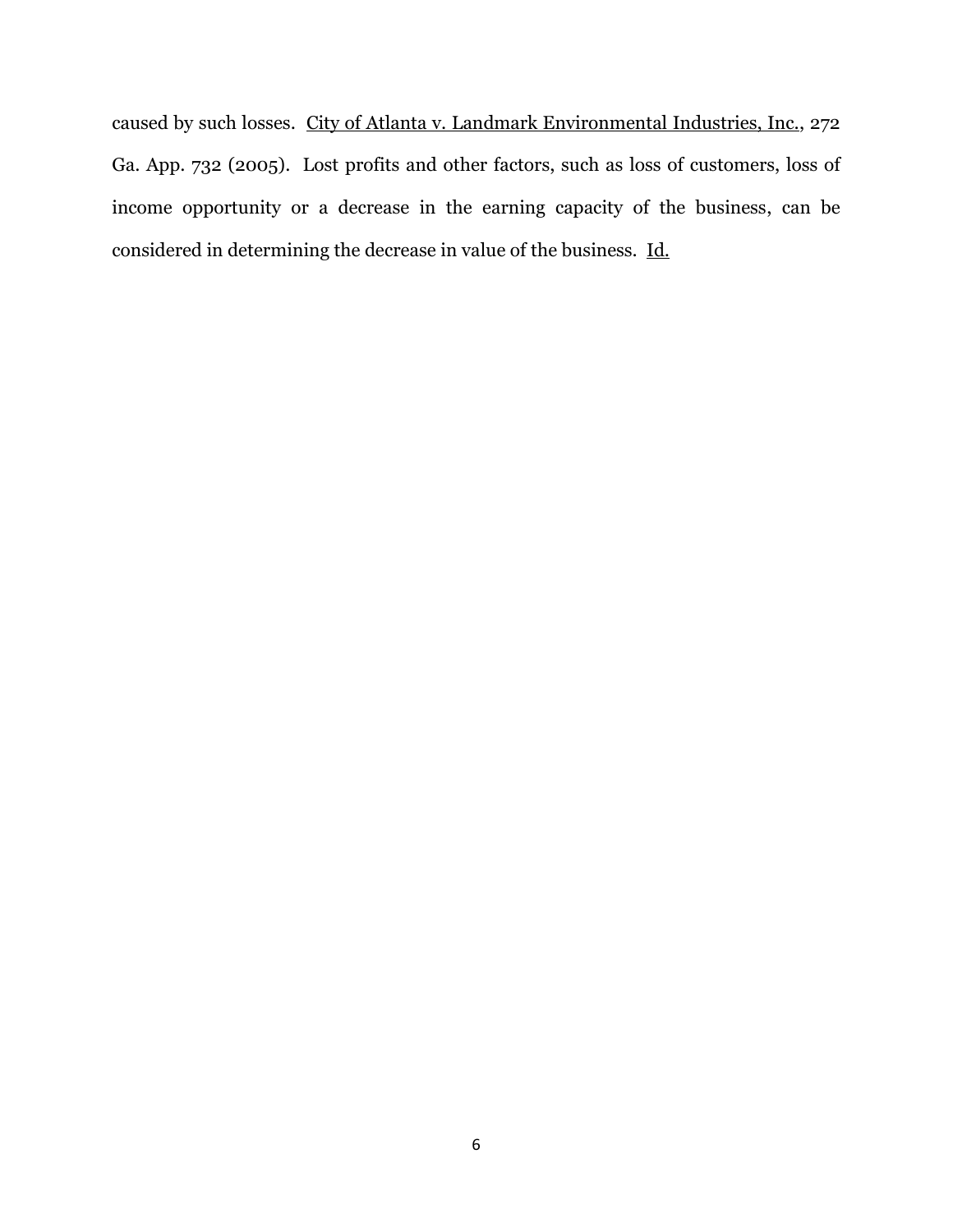caused by such losses. City of Atlanta v. Landmark Environmental Industries, Inc., 272 Ga. App. 732 (2005). Lost profits and other factors, such as loss of customers, loss of income opportunity or a decrease in the earning capacity of the business, can be considered in determining the decrease in value of the business. Id.